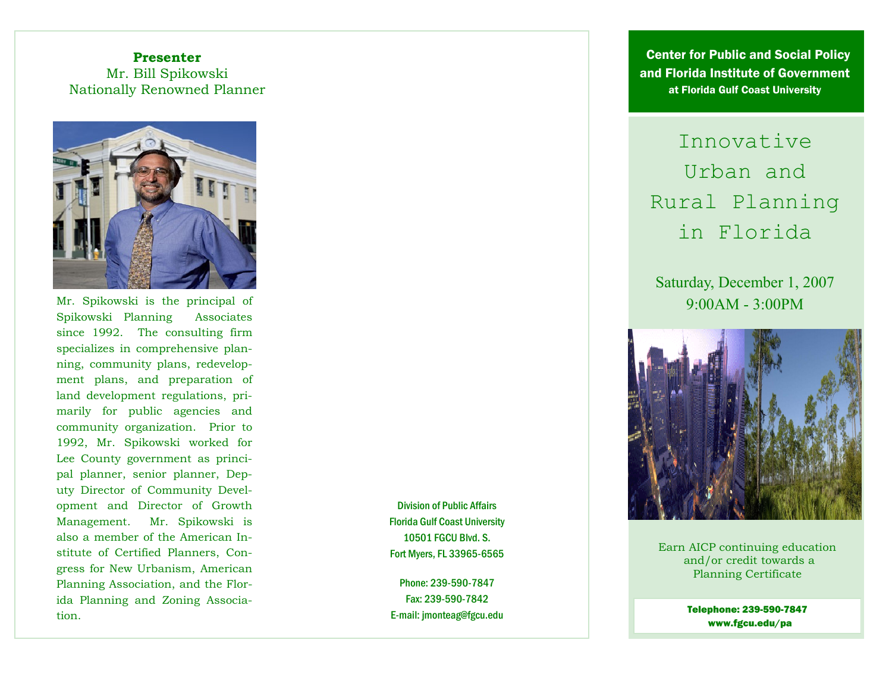**Presenter**

Mr. Bill Spikowski

Nationally Renowned Planner

Mr. Spikowski is the principal of Spikowski Planning Associates since 1992. The consulting firm specializes in comprehensive planning, community plans, redevelopment plans, and preparation of land development regulations, primarily for public agencies and community organization. Prior to 1992, Mr. Spikowski worked for Lee County government as principal planner, senior planner, Deputy Director of Community Development and Director of Growth Management. Mr. Spikowski is also a member of the American Institute of Certified Planners, Congress for New Urbanism, American Planning Association, and the Florida Planning and Zoning Association.

Division of Public Affairs
Florida Gulf Coast University
10501 FGCU Blvd. S.
Fort Myers, FL 33965-6565

Phone: 239-590-7847
Fax: 239-590-7842
E-mail: jmonteag@fgcu.edu

**Center for Public and Social Policy and Florida Institute of Government**
**at Florida Gulf Coast University**

# Innovative Urban and Rural Planning in Florida

Saturday, December 1, 2007
9:00AM - 3:00PM

Earn AICP continuing education and/or credit towards a Planning Certificate

**Telephone: 239-590-7847**
**www.fgcu.edu/pa**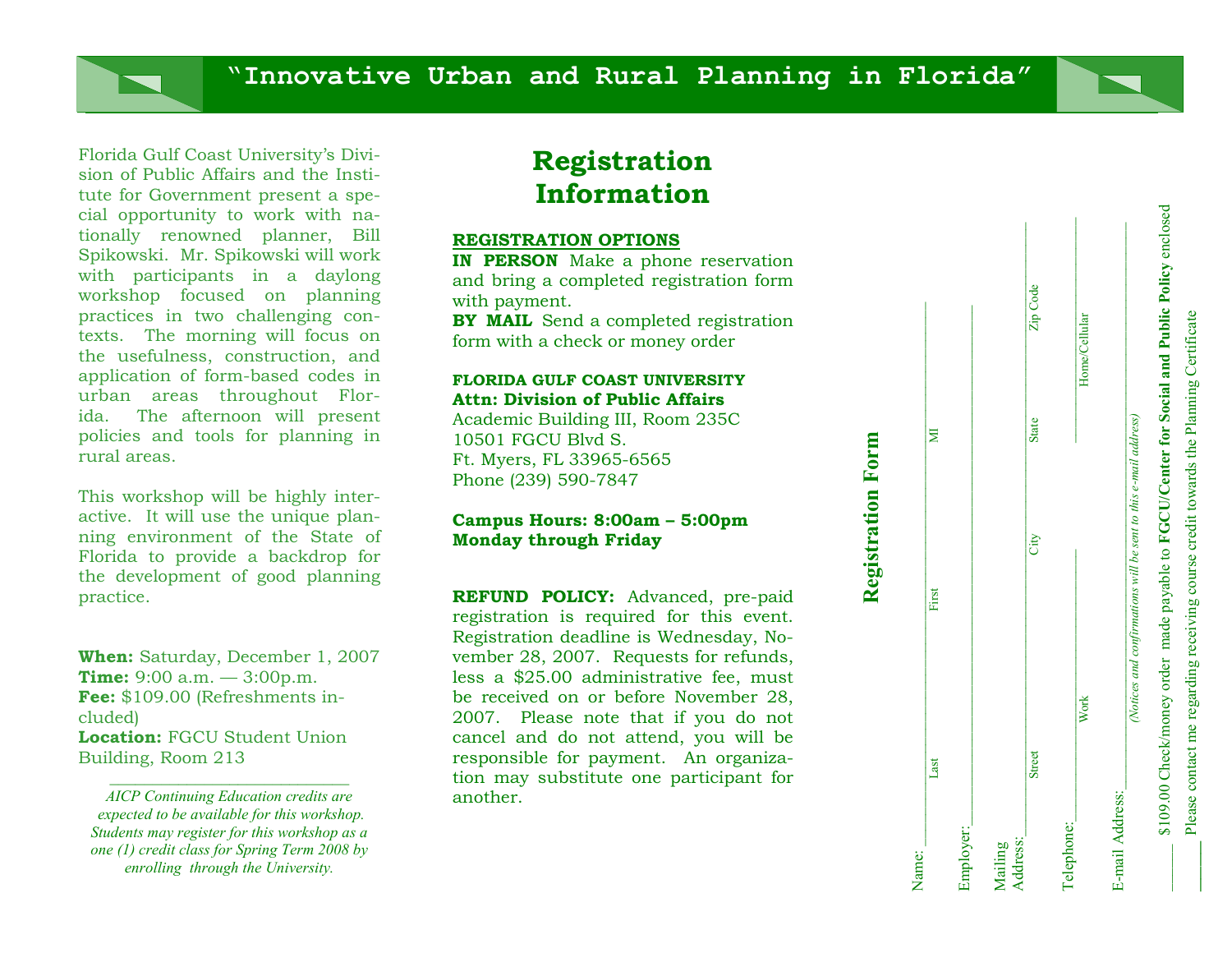# "Innovative Urban and Rural Planning in Florida"

Florida Gulf Coast University's Division of Public Affairs and the Institute for Government present a special opportunity to work with nationally renowned planner, Bill Spikowski. Mr. Spikowski will work with participants in a daylong workshop focused on planning practices in two challenging contexts. The morning will focus on the usefulness, construction, and application of form-based codes in urban areas throughout Florida. The afternoon will present policies and tools for planning in rural areas.

This workshop will be highly interactive. It will use the unique planning environment of the State of Florida to provide a backdrop for the development of good planning practice.

**When:** Saturday, December 1, 2007
**Time:** 9:00 a.m. — 3:00p.m.
**Fee:** $109.00 (Refreshments included)
**Location:** FGCU Student Union Building, Room 213

*AICP Continuing Education credits are expected to be available for this workshop. Students may register for this workshop as a one (1) credit class for Spring Term 2008 by enrolling through the University.*

## Registration Information

**REGISTRATION OPTIONS**

**IN PERSON** Make a phone reservation and bring a completed registration form with payment.

**BY MAIL** Send a completed registration form with a check or money order

**FLORIDA GULF COAST UNIVERSITY**
**Attn: Division of Public Affairs**
Academic Building III, Room 235C
10501 FGCU Blvd S.
Ft. Myers, FL 33965-6565
Phone (239) 590-7847

**Campus Hours: 8:00am – 5:00pm**
**Monday through Friday**

**REFUND POLICY:** Advanced, pre-paid registration is required for this event. Registration deadline is Wednesday, November 28, 2007. Requests for refunds, less a $25.00 administrative fee, must be received on or before November 28, 2007. Please note that if you do not cancel and do not attend, you will be responsible for payment. An organization may substitute one participant for another.

## Registration Form

Name: ______________________
Last First MI

Employer: ______________________

Mailing Address: ______________________
Street City State Zip Code

Telephone: ______________________
Work Home/Cellular

E-mail Address: ______________________
*(Notices and confirmations will be sent to this e-mail address)*

____ $109.00 Check/money order made payable to **FGCU/Center for Social and Public Policy** enclosed

____ Please contact me regarding receiving course credit towards the Planning Certificate